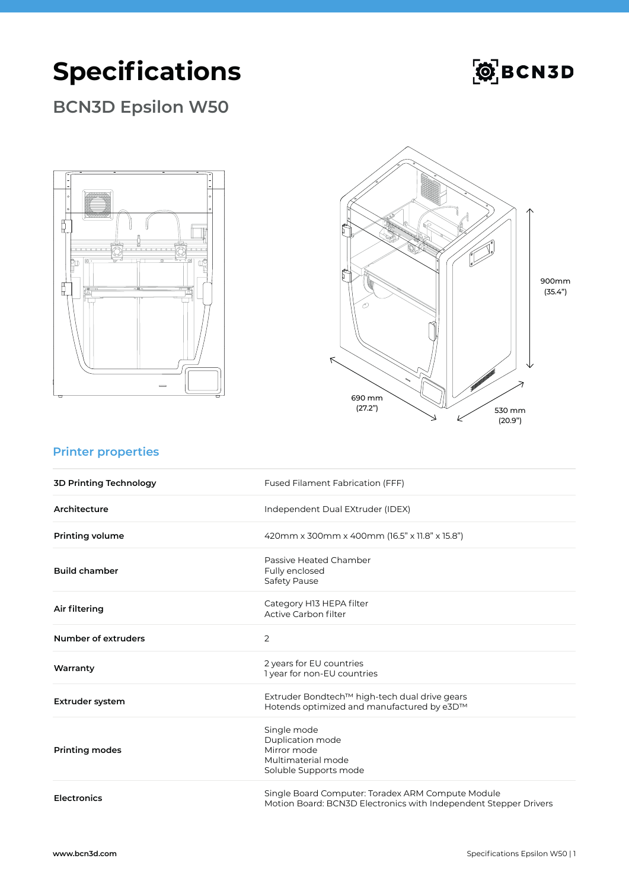# Specifications

## BCN3D Epsilon W50

900mm (35.4")

690 mm (27.2")

530 mm (20.9")

### Printer properties

| | |
|---|---|
| **3D Printing Technology** | Fused Filament Fabrication (FFF) |
| **Architecture** | Independent Dual EXtruder (IDEX) |
| **Printing volume** | 420mm x 300mm x 400mm (16.5" x 11.8" x 15.8") |
| **Build chamber** | Passive Heated Chamber<br>Fully enclosed<br>Safety Pause |
| **Air filtering** | Category H13 HEPA filter<br>Active Carbon filter |
| **Number of extruders** | 2 |
| **Warranty** | 2 years for EU countries<br>1 year for non-EU countries |
| **Extruder system** | Extruder Bondtech™ high-tech dual drive gears<br>Hotends optimized and manufactured by e3D™ |
| **Printing modes** | Single mode<br>Duplication mode<br>Mirror mode<br>Multimaterial mode<br>Soluble Supports mode |
| **Electronics** | Single Board Computer: Toradex ARM Compute Module<br>Motion Board: BCN3D Electronics with Independent Stepper Drivers |

www.bcn3d.com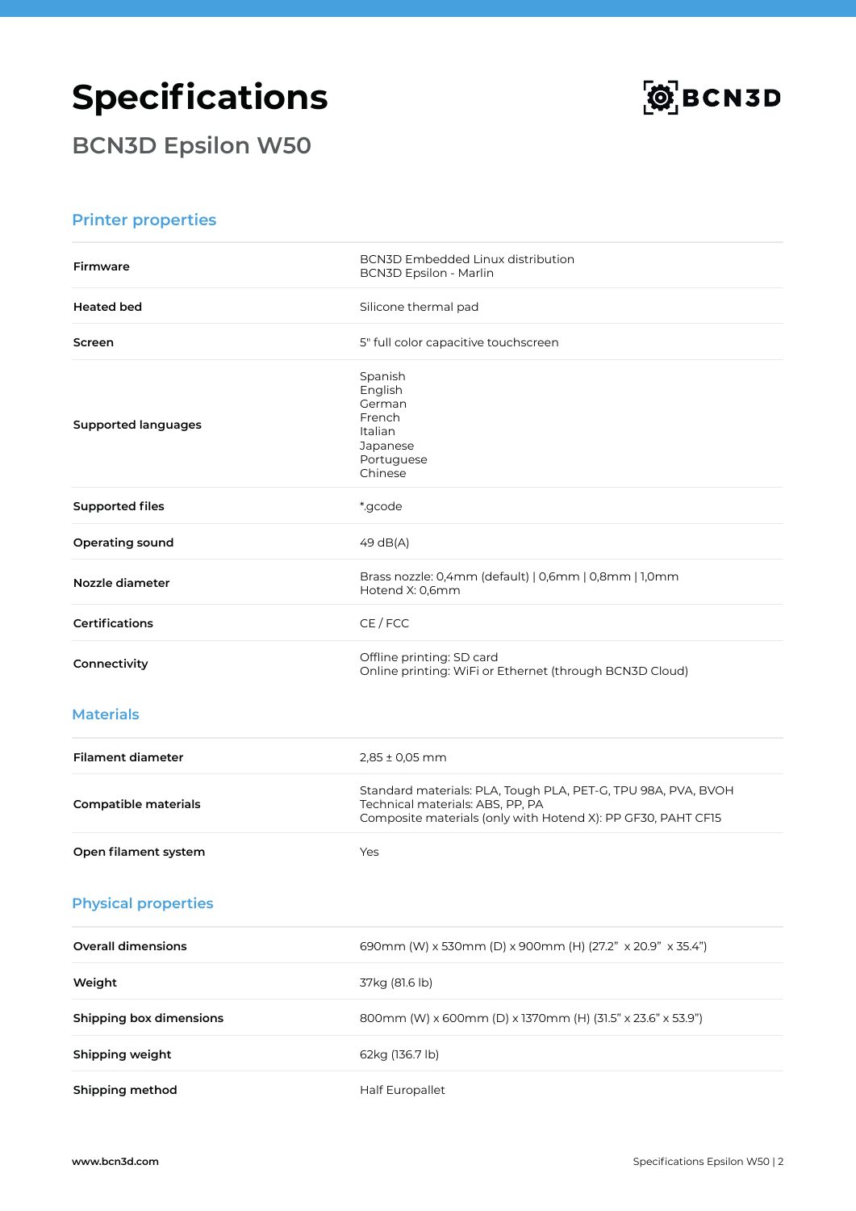# Specifications

## BCN3D Epsilon W50

### Printer properties

| | |
|---|---|
| **Firmware** | BCN3D Embedded Linux distribution<br>BCN3D Epsilon - Marlin |
| **Heated bed** | Silicone thermal pad |
| **Screen** | 5" full color capacitive touchscreen |
| **Supported languages** | Spanish<br>English<br>German<br>French<br>Italian<br>Japanese<br>Portuguese<br>Chinese |
| **Supported files** | *.gcode |
| **Operating sound** | 49 dB(A) |
| **Nozzle diameter** | Brass nozzle: 0,4mm (default) \| 0,6mm \| 0,8mm \| 1,0mm<br>Hotend X: 0,6mm |
| **Certifications** | CE / FCC |
| **Connectivity** | Offline printing: SD card<br>Online printing: WiFi or Ethernet (through BCN3D Cloud) |

### Materials

| | |
|---|---|
| **Filament diameter** | 2,85 ± 0,05 mm |
| **Compatible materials** | Standard materials: PLA, Tough PLA, PET-G, TPU 98A, PVA, BVOH<br>Technical materials: ABS, PP, PA<br>Composite materials (only with Hotend X): PP GF30, PAHT CF15 |
| **Open filament system** | Yes |

### Physical properties

| | |
|---|---|
| **Overall dimensions** | 690mm (W) x 530mm (D) x 900mm (H) (27.2" x 20.9" x 35.4") |
| **Weight** | 37kg (81.6 lb) |
| **Shipping box dimensions** | 800mm (W) x 600mm (D) x 1370mm (H) (31.5" x 23.6" x 53.9") |
| **Shipping weight** | 62kg (136.7 lb) |
| **Shipping method** | Half Europallet |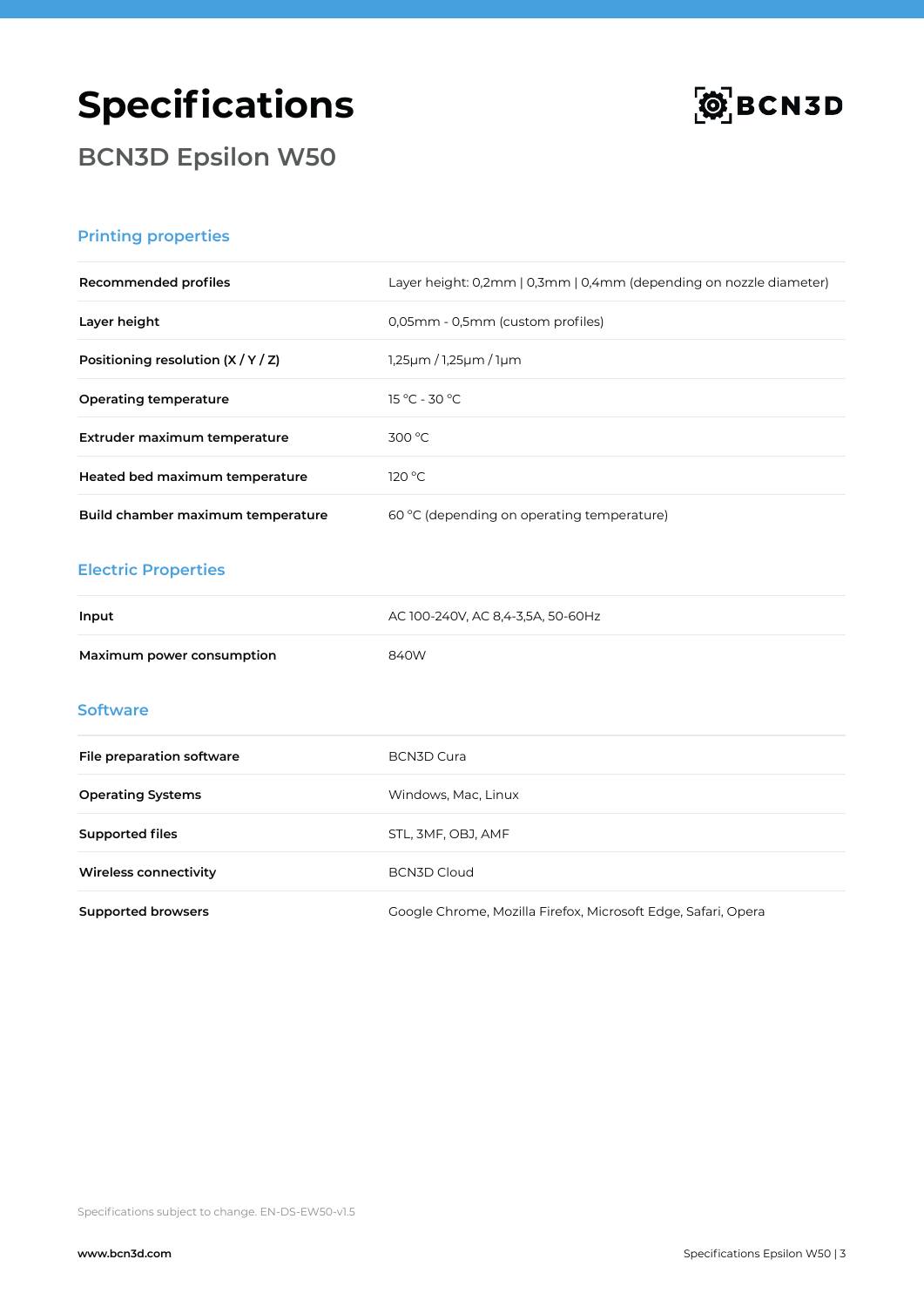# Specifications

## BCN3D Epsilon W50

### Printing properties

| | |
|---|---|
| **Recommended profiles** | Layer height: 0,2mm \| 0,3mm \| 0,4mm (depending on nozzle diameter) |
| **Layer height** | 0,05mm - 0,5mm (custom profiles) |
| **Positioning resolution (X / Y / Z)** | 1,25μm / 1,25μm / 1μm |
| **Operating temperature** | 15 °C - 30 °C |
| **Extruder maximum temperature** | 300 °C |
| **Heated bed maximum temperature** | 120 °C |
| **Build chamber maximum temperature** | 60 °C (depending on operating temperature) |

### Electric Properties

| | |
|---|---|
| **Input** | AC 100-240V, AC 8,4-3,5A, 50-60Hz |
| **Maximum power consumption** | 840W |

### Software

| | |
|---|---|
| **File preparation software** | BCN3D Cura |
| **Operating Systems** | Windows, Mac, Linux |
| **Supported files** | STL, 3MF, OBJ, AMF |
| **Wireless connectivity** | BCN3D Cloud |
| **Supported browsers** | Google Chrome, Mozilla Firefox, Microsoft Edge, Safari, Opera |

Specifications subject to change. EN-DS-EW50-v1.5